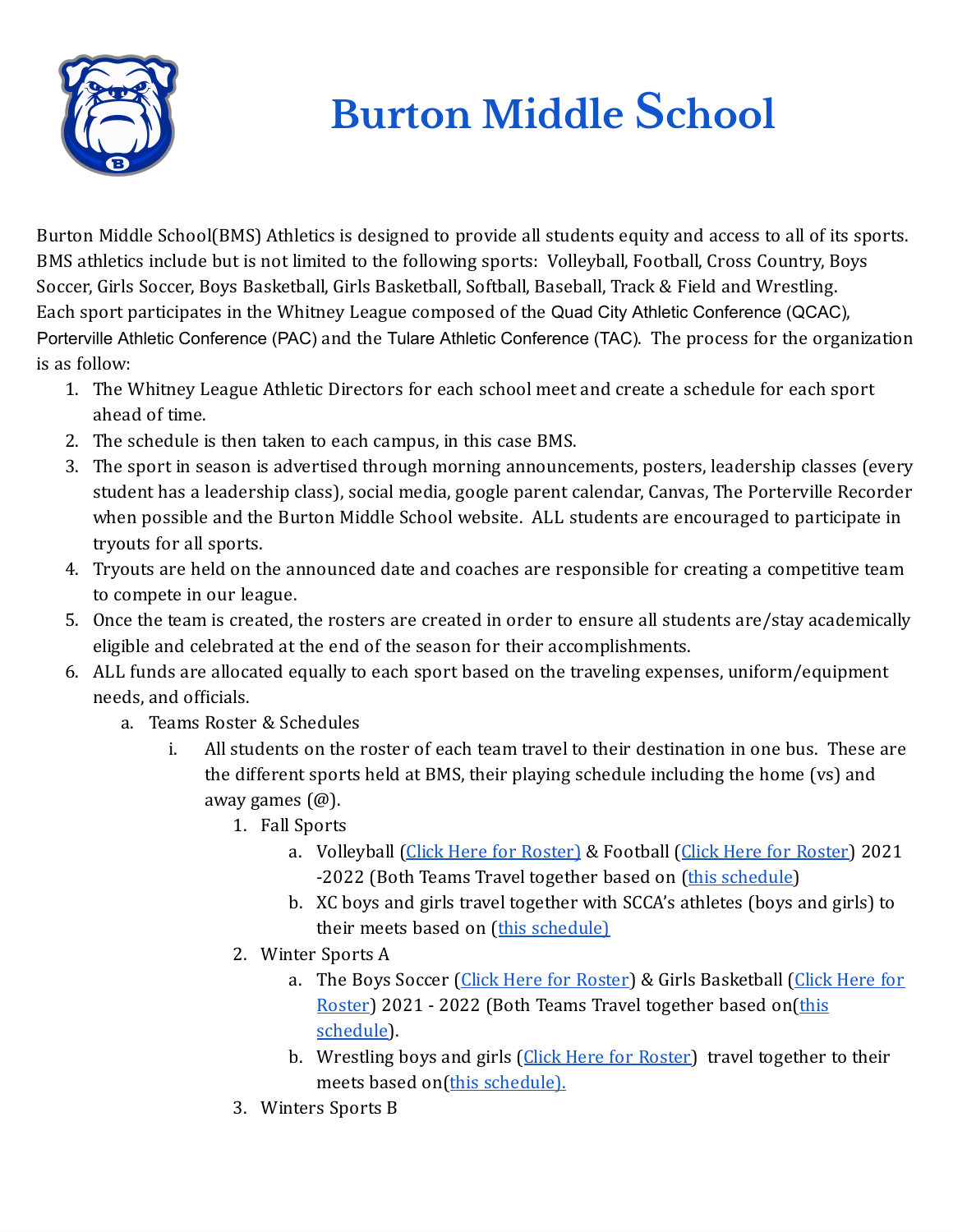# Burton Middle School

Burton Middle School(BMS) Athletics is designed to provide all students equity and access to all of its sports. BMS athletics include but is not limited to the following sports: Volleyball, Football, Cross Country, Boys Soccer, Girls Soccer, Boys Basketball, Girls Basketball, Softball, Baseball, Track & Field and Wrestling. Each sport participates in the Whitney League composed of the Quad City Athletic Conference (QCAC), Porterville Athletic Conference (PAC) and the Tulare Athletic Conference (TAC). The process for the organization is as follow:

1. The Whitney League Athletic Directors for each school meet and create a schedule for each sport ahead of time.
2. The schedule is then taken to each campus, in this case BMS.
3. The sport in season is advertised through morning announcements, posters, leadership classes (every student has a leadership class), social media, google parent calendar, Canvas, The Porterville Recorder when possible and the Burton Middle School website. ALL students are encouraged to participate in tryouts for all sports.
4. Tryouts are held on the announced date and coaches are responsible for creating a competitive team to compete in our league.
5. Once the team is created, the rosters are created in order to ensure all students are/stay academically eligible and celebrated at the end of the season for their accomplishments.
6. ALL funds are allocated equally to each sport based on the traveling expenses, uniform/equipment needs, and officials.
   a. Teams Roster & Schedules
      i. All students on the roster of each team travel to their destination in one bus. These are the different sports held at BMS, their playing schedule including the home (vs) and away games (@).
         1. Fall Sports
            a. Volleyball (Click Here for Roster) & Football (Click Here for Roster) 2021 -2022 (Both Teams Travel together based on (this schedule)
            b. XC boys and girls travel together with SCCA's athletes (boys and girls) to their meets based on (this schedule)
         2. Winter Sports A
            a. The Boys Soccer (Click Here for Roster) & Girls Basketball (Click Here for Roster) 2021 - 2022 (Both Teams Travel together based on(this schedule).
            b. Wrestling boys and girls (Click Here for Roster) travel together to their meets based on(this schedule).
         3. Winters Sports B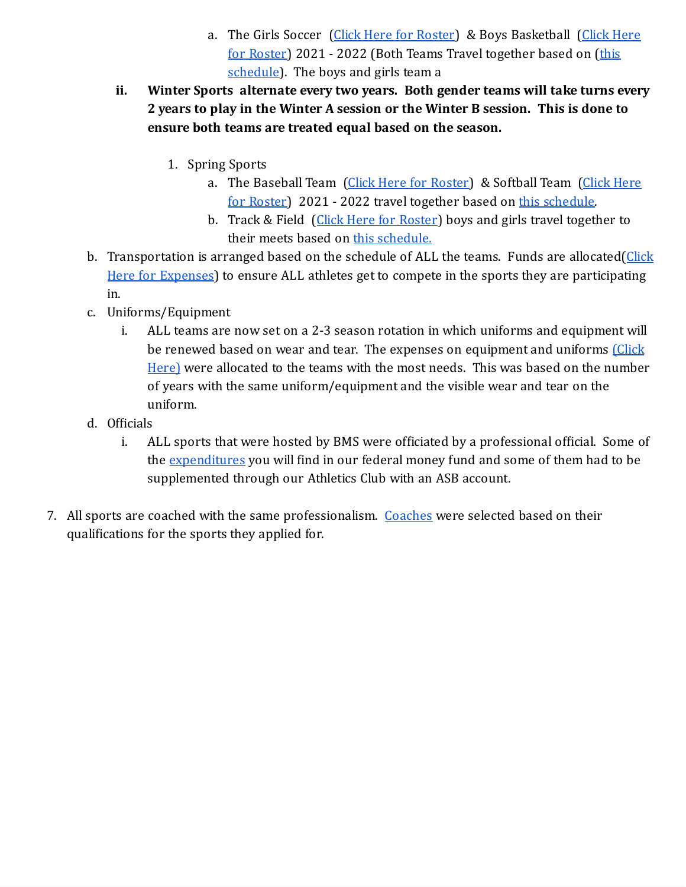a. The Girls Soccer (Click Here for Roster) & Boys Basketball (Click Here for Roster) 2021 - 2022 (Both Teams Travel together based on (this schedule). The boys and girls team a

ii. **Winter Sports alternate every two years. Both gender teams will take turns every 2 years to play in the Winter A session or the Winter B session. This is done to ensure both teams are treated equal based on the season.**

1. Spring Sports
    a. The Baseball Team (Click Here for Roster) & Softball Team (Click Here for Roster) 2021 - 2022 travel together based on this schedule.
    b. Track & Field (Click Here for Roster) boys and girls travel together to their meets based on this schedule.

b. Transportation is arranged based on the schedule of ALL the teams. Funds are allocated(Click Here for Expenses) to ensure ALL athletes get to compete in the sports they are participating in.

c. Uniforms/Equipment
    i. ALL teams are now set on a 2-3 season rotation in which uniforms and equipment will be renewed based on wear and tear. The expenses on equipment and uniforms (Click Here) were allocated to the teams with the most needs. This was based on the number of years with the same uniform/equipment and the visible wear and tear on the uniform.

d. Officials
    i. ALL sports that were hosted by BMS were officiated by a professional official. Some of the expenditures you will find in our federal money fund and some of them had to be supplemented through our Athletics Club with an ASB account.

7. All sports are coached with the same professionalism. Coaches were selected based on their qualifications for the sports they applied for.